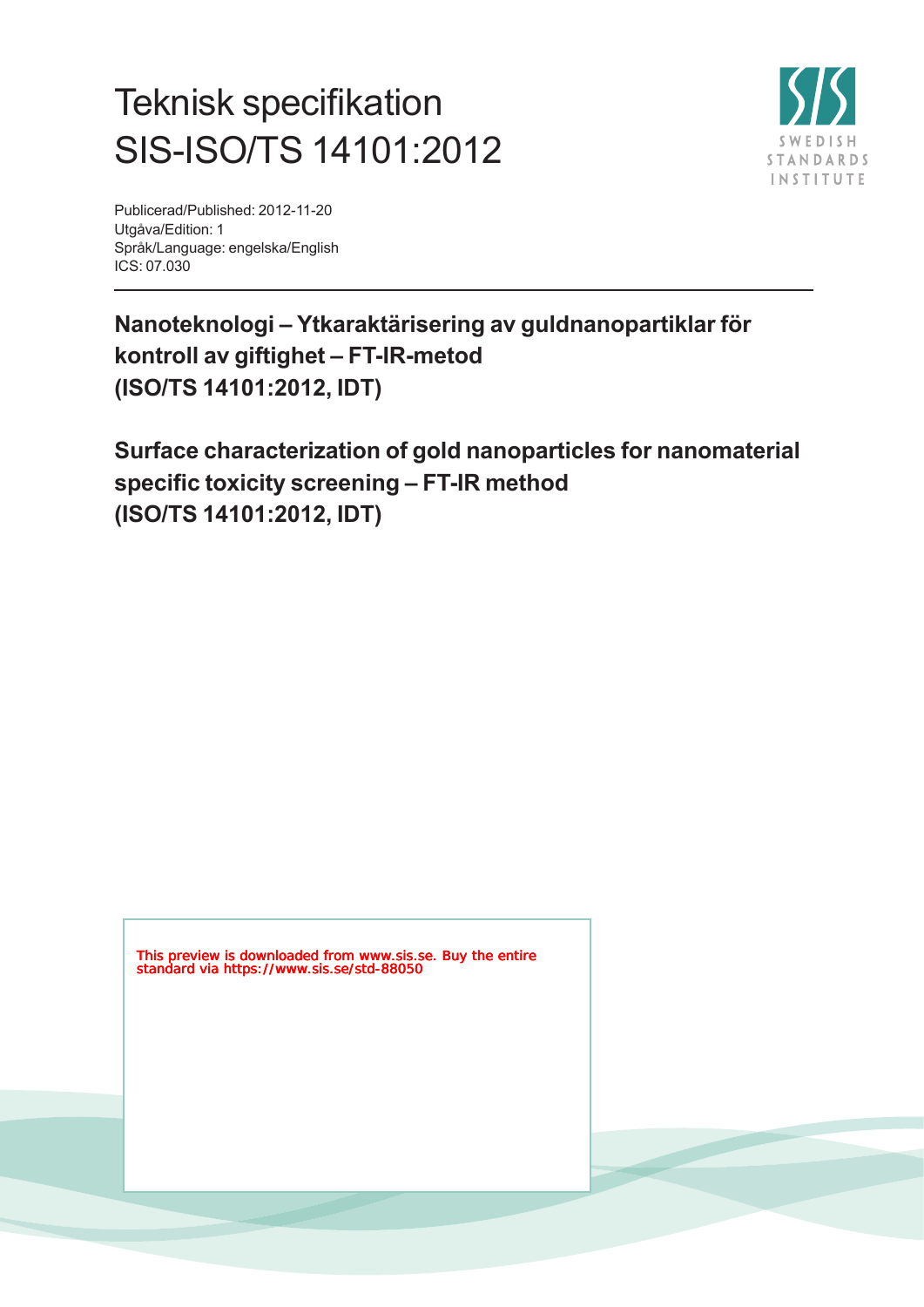# Teknisk specifikation
# SIS-ISO/TS 14101:2012

SWEDISH STANDARDS INSTITUTE

Publicerad/Published: 2012-11-20
Utgåva/Edition: 1
Språk/Language: engelska/English
ICS: 07.030

---

**Nanoteknologi – Ytkaraktärisering av guldnanopartiklar för kontroll av giftighet – FT-IR-metod (ISO/TS 14101:2012, IDT)**

**Surface characterization of gold nanoparticles for nanomaterial specific toxicity screening – FT-IR method (ISO/TS 14101:2012, IDT)**

This preview is downloaded from www.sis.se. Buy the entire standard via https://www.sis.se/std-88050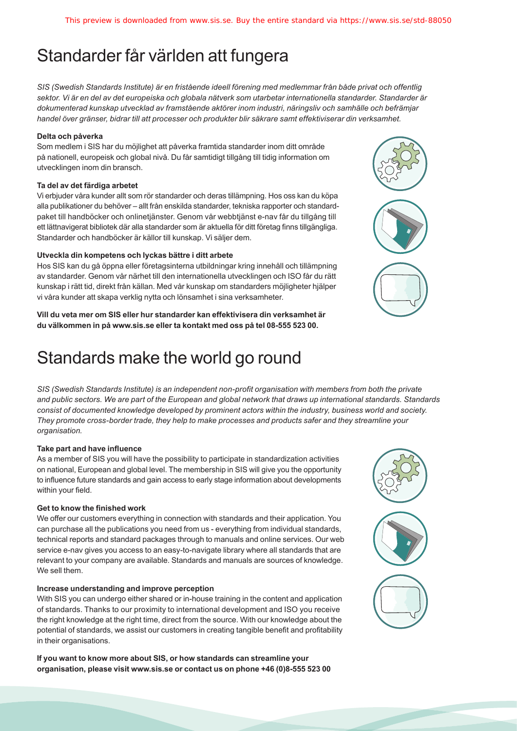# Standarder får världen att fungera

*SIS (Swedish Standards Institute) är en fristående ideell förening med medlemmar från både privat och offentlig sektor. Vi är en del av det europeiska och globala nätverk som utarbetar internationella standarder. Standarder är dokumenterad kunskap utvecklad av framstående aktörer inom industri, näringsliv och samhälle och befrämjar handel över gränser, bidrar till att processer och produkter blir säkrare samt effektiviserar din verksamhet.*

**Delta och påverka**

Som medlem i SIS har du möjlighet att påverka framtida standarder inom ditt område på nationell, europeisk och global nivå. Du får samtidigt tillgång till tidig information om utvecklingen inom din bransch.

**Ta del av det färdiga arbetet**

Vi erbjuder våra kunder allt som rör standarder och deras tillämpning. Hos oss kan du köpa alla publikationer du behöver – allt från enskilda standarder, tekniska rapporter och standardpaket till handböcker och onlinetjänster. Genom vår webbtjänst e-nav får du tillgång till ett lättnavigerat bibliotek där alla standarder som är aktuella för ditt företag finns tillgängliga. Standarder och handböcker är källor till kunskap. Vi säljer dem.

**Utveckla din kompetens och lyckas bättre i ditt arbete**

Hos SIS kan du gå öppna eller företagsinterna utbildningar kring innehåll och tillämpning av standarder. Genom vår närhet till den internationella utvecklingen och ISO får du rätt kunskap i rätt tid, direkt från källan. Med vår kunskap om standarders möjligheter hjälper vi våra kunder att skapa verklig nytta och lönsamhet i sina verksamheter.

**Vill du veta mer om SIS eller hur standarder kan effektivisera din verksamhet är du välkommen in på www.sis.se eller ta kontakt med oss på tel 08-555 523 00.**

# Standards make the world go round

*SIS (Swedish Standards Institute) is an independent non-profit organisation with members from both the private and public sectors. We are part of the European and global network that draws up international standards. Standards consist of documented knowledge developed by prominent actors within the industry, business world and society. They promote cross-border trade, they help to make processes and products safer and they streamline your organisation.*

**Take part and have influence**

As a member of SIS you will have the possibility to participate in standardization activities on national, European and global level. The membership in SIS will give you the opportunity to influence future standards and gain access to early stage information about developments within your field.

**Get to know the finished work**

We offer our customers everything in connection with standards and their application. You can purchase all the publications you need from us - everything from individual standards, technical reports and standard packages through to manuals and online services. Our web service e-nav gives you access to an easy-to-navigate library where all standards that are relevant to your company are available. Standards and manuals are sources of knowledge. We sell them.

**Increase understanding and improve perception**

With SIS you can undergo either shared or in-house training in the content and application of standards. Thanks to our proximity to international development and ISO you receive the right knowledge at the right time, direct from the source. With our knowledge about the potential of standards, we assist our customers in creating tangible benefit and profitability in their organisations.

**If you want to know more about SIS, or how standards can streamline your organisation, please visit www.sis.se or contact us on phone +46 (0)8-555 523 00**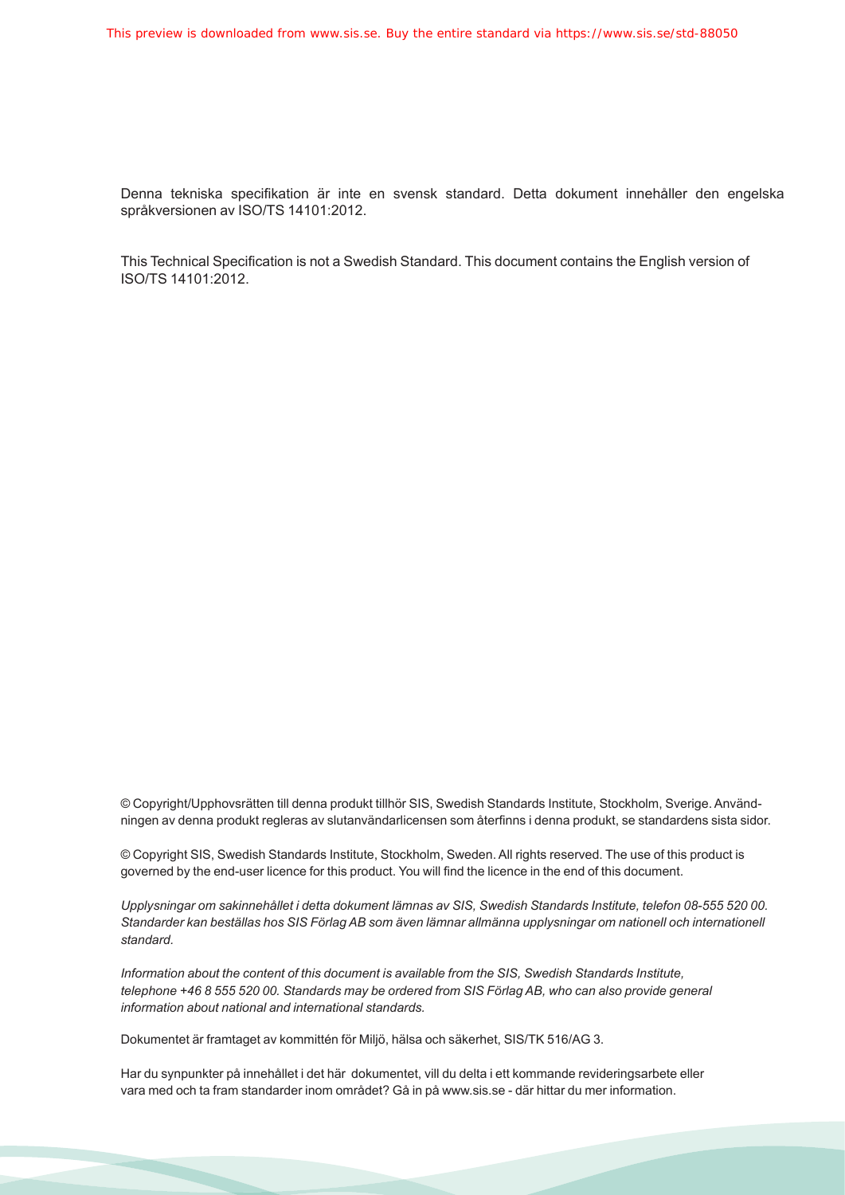Denna tekniska specifikation är inte en svensk standard. Detta dokument innehåller den engelska språkversionen av ISO/TS 14101:2012.

This Technical Specification is not a Swedish Standard. This document contains the English version of ISO/TS 14101:2012.

© Copyright/Upphovsrätten till denna produkt tillhör SIS, Swedish Standards Institute, Stockholm, Sverige. Användningen av denna produkt regleras av slutanvändarlicensen som återfinns i denna produkt, se standardens sista sidor.

© Copyright SIS, Swedish Standards Institute, Stockholm, Sweden. All rights reserved. The use of this product is governed by the end-user licence for this product. You will find the licence in the end of this document.

*Upplysningar om sakinnehållet i detta dokument lämnas av SIS, Swedish Standards Institute, telefon 08-555 520 00. Standarder kan beställas hos SIS Förlag AB som även lämnar allmänna upplysningar om nationell och internationell standard.*

*Information about the content of this document is available from the SIS, Swedish Standards Institute, telephone +46 8 555 520 00. Standards may be ordered from SIS Förlag AB, who can also provide general information about national and international standards.*

Dokumentet är framtaget av kommittén för Miljö, hälsa och säkerhet, SIS/TK 516/AG 3.

Har du synpunkter på innehållet i det här dokumentet, vill du delta i ett kommande revideringsarbete eller vara med och ta fram standarder inom området? Gå in på www.sis.se - där hittar du mer information.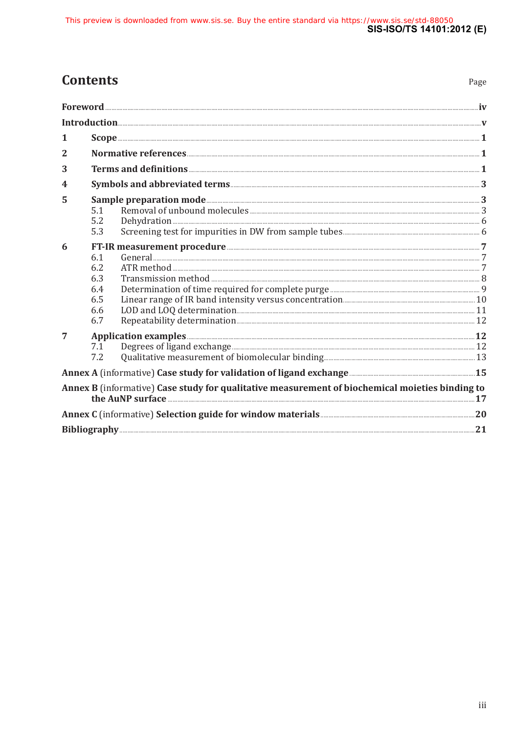# Contents

Page

| | | |
|---|---|---|
| **Foreword** | | **iv** |
| **Introduction** | | **v** |
| **1** | **Scope** | **1** |
| **2** | **Normative references** | **1** |
| **3** | **Terms and definitions** | **1** |
| **4** | **Symbols and abbreviated terms** | **3** |
| **5** | **Sample preparation mode** | **3** |
| 5.1 | Removal of unbound molecules | 3 |
| 5.2 | Dehydration | 6 |
| 5.3 | Screening test for impurities in DW from sample tubes | 6 |
| **6** | **FT-IR measurement procedure** | **7** |
| 6.1 | General | 7 |
| 6.2 | ATR method | 7 |
| 6.3 | Transmission method | 8 |
| 6.4 | Determination of time required for complete purge | 9 |
| 6.5 | Linear range of IR band intensity versus concentration | 10 |
| 6.6 | LOD and LOQ determination | 11 |
| 6.7 | Repeatability determination | 12 |
| **7** | **Application examples** | **12** |
| 7.1 | Degrees of ligand exchange | 12 |
| 7.2 | Qualitative measurement of biomolecular binding | 13 |
| **Annex A** (informative) **Case study for validation of ligand exchange** | | **15** |
| **Annex B** (informative) **Case study for qualitative measurement of biochemical moieties binding to the AuNP surface** | | **17** |
| **Annex C** (informative) **Selection guide for window materials** | | **20** |
| **Bibliography** | | **21** |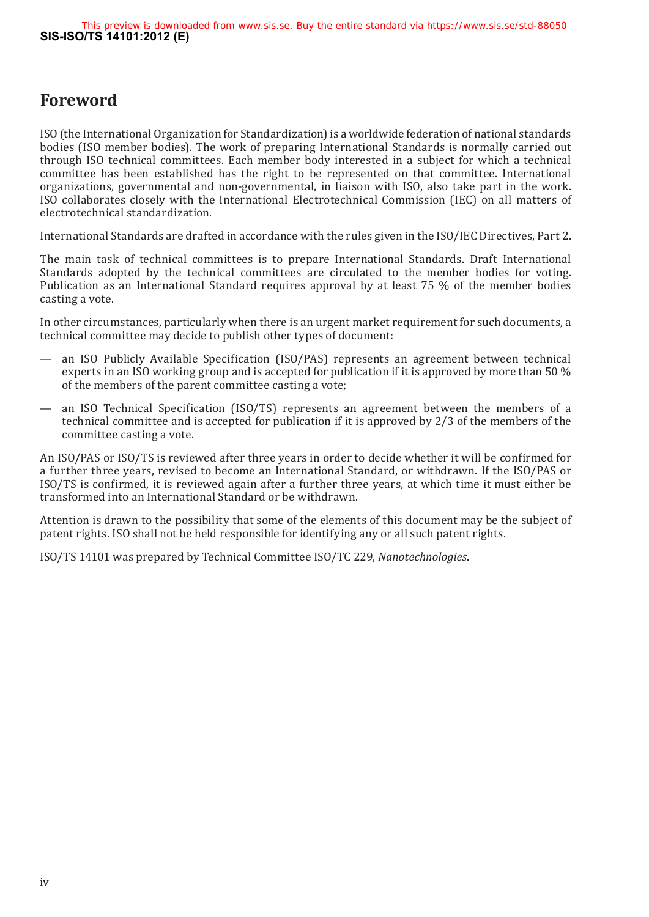## Foreword

ISO (the International Organization for Standardization) is a worldwide federation of national standards bodies (ISO member bodies). The work of preparing International Standards is normally carried out through ISO technical committees. Each member body interested in a subject for which a technical committee has been established has the right to be represented on that committee. International organizations, governmental and non-governmental, in liaison with ISO, also take part in the work. ISO collaborates closely with the International Electrotechnical Commission (IEC) on all matters of electrotechnical standardization.

International Standards are drafted in accordance with the rules given in the ISO/IEC Directives, Part 2.

The main task of technical committees is to prepare International Standards. Draft International Standards adopted by the technical committees are circulated to the member bodies for voting. Publication as an International Standard requires approval by at least 75 % of the member bodies casting a vote.

In other circumstances, particularly when there is an urgent market requirement for such documents, a technical committee may decide to publish other types of document:

— an ISO Publicly Available Specification (ISO/PAS) represents an agreement between technical experts in an ISO working group and is accepted for publication if it is approved by more than 50 % of the members of the parent committee casting a vote;

— an ISO Technical Specification (ISO/TS) represents an agreement between the members of a technical committee and is accepted for publication if it is approved by 2/3 of the members of the committee casting a vote.

An ISO/PAS or ISO/TS is reviewed after three years in order to decide whether it will be confirmed for a further three years, revised to become an International Standard, or withdrawn. If the ISO/PAS or ISO/TS is confirmed, it is reviewed again after a further three years, at which time it must either be transformed into an International Standard or be withdrawn.

Attention is drawn to the possibility that some of the elements of this document may be the subject of patent rights. ISO shall not be held responsible for identifying any or all such patent rights.

ISO/TS 14101 was prepared by Technical Committee ISO/TC 229, *Nanotechnologies*.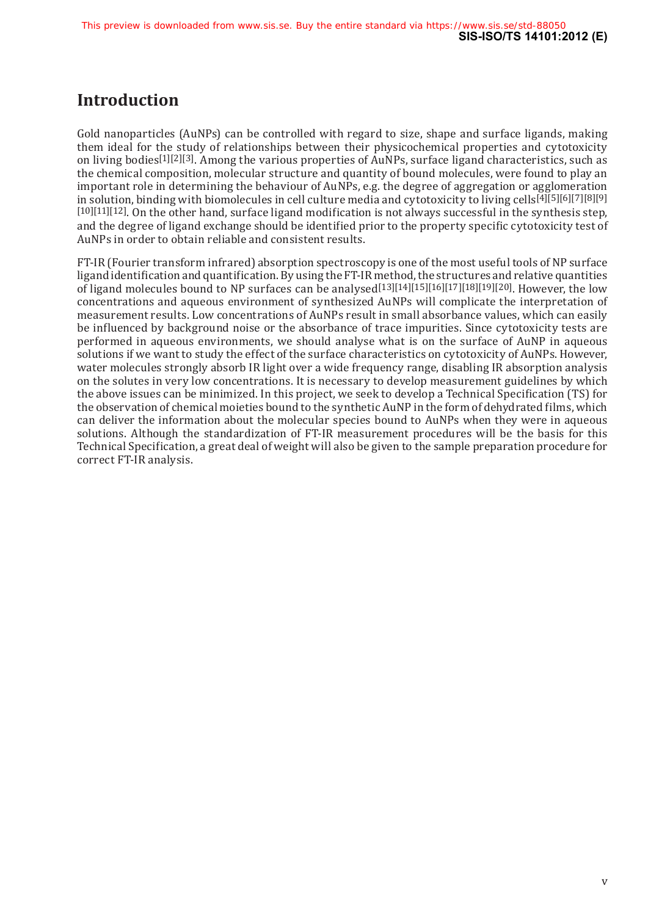# Introduction

Gold nanoparticles (AuNPs) can be controlled with regard to size, shape and surface ligands, making them ideal for the study of relationships between their physicochemical properties and cytotoxicity on living bodies[1][2][3]. Among the various properties of AuNPs, surface ligand characteristics, such as the chemical composition, molecular structure and quantity of bound molecules, were found to play an important role in determining the behaviour of AuNPs, e.g. the degree of aggregation or agglomeration in solution, binding with biomolecules in cell culture media and cytotoxicity to living cells[4][5][6][7][8][9][10][11][12]. On the other hand, surface ligand modification is not always successful in the synthesis step, and the degree of ligand exchange should be identified prior to the property specific cytotoxicity test of AuNPs in order to obtain reliable and consistent results.

FT-IR (Fourier transform infrared) absorption spectroscopy is one of the most useful tools of NP surface ligand identification and quantification. By using the FT-IR method, the structures and relative quantities of ligand molecules bound to NP surfaces can be analysed[13][14][15][16][17][18][19][20]. However, the low concentrations and aqueous environment of synthesized AuNPs will complicate the interpretation of measurement results. Low concentrations of AuNPs result in small absorbance values, which can easily be influenced by background noise or the absorbance of trace impurities. Since cytotoxicity tests are performed in aqueous environments, we should analyse what is on the surface of AuNP in aqueous solutions if we want to study the effect of the surface characteristics on cytotoxicity of AuNPs. However, water molecules strongly absorb IR light over a wide frequency range, disabling IR absorption analysis on the solutes in very low concentrations. It is necessary to develop measurement guidelines by which the above issues can be minimized. In this project, we seek to develop a Technical Specification (TS) for the observation of chemical moieties bound to the synthetic AuNP in the form of dehydrated films, which can deliver the information about the molecular species bound to AuNPs when they were in aqueous solutions. Although the standardization of FT-IR measurement procedures will be the basis for this Technical Specification, a great deal of weight will also be given to the sample preparation procedure for correct FT-IR analysis.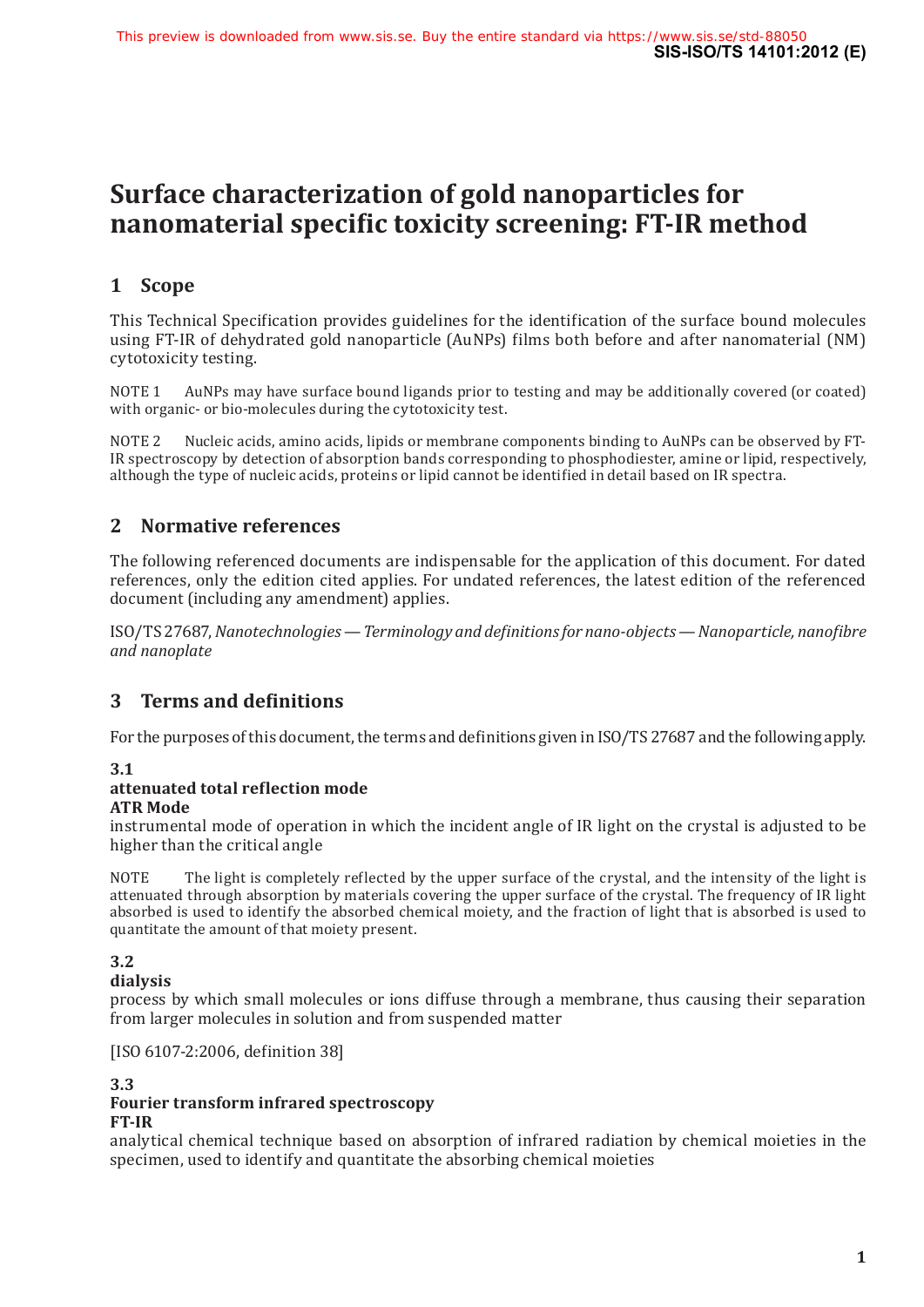# Surface characterization of gold nanoparticles for nanomaterial specific toxicity screening: FT-IR method

## 1 Scope

This Technical Specification provides guidelines for the identification of the surface bound molecules using FT-IR of dehydrated gold nanoparticle (AuNPs) films both before and after nanomaterial (NM) cytotoxicity testing.

NOTE 1 AuNPs may have surface bound ligands prior to testing and may be additionally covered (or coated) with organic- or bio-molecules during the cytotoxicity test.

NOTE 2 Nucleic acids, amino acids, lipids or membrane components binding to AuNPs can be observed by FT-IR spectroscopy by detection of absorption bands corresponding to phosphodiester, amine or lipid, respectively, although the type of nucleic acids, proteins or lipid cannot be identified in detail based on IR spectra.

## 2 Normative references

The following referenced documents are indispensable for the application of this document. For dated references, only the edition cited applies. For undated references, the latest edition of the referenced document (including any amendment) applies.

ISO/TS 27687, *Nanotechnologies — Terminology and definitions for nano-objects — Nanoparticle, nanofibre and nanoplate*

## 3 Terms and definitions

For the purposes of this document, the terms and definitions given in ISO/TS 27687 and the following apply.

**3.1**
**attenuated total reflection mode**
**ATR Mode**
instrumental mode of operation in which the incident angle of IR light on the crystal is adjusted to be higher than the critical angle

NOTE The light is completely reflected by the upper surface of the crystal, and the intensity of the light is attenuated through absorption by materials covering the upper surface of the crystal. The frequency of IR light absorbed is used to identify the absorbed chemical moiety, and the fraction of light that is absorbed is used to quantitate the amount of that moiety present.

**3.2**
**dialysis**
process by which small molecules or ions diffuse through a membrane, thus causing their separation from larger molecules in solution and from suspended matter

[ISO 6107-2:2006, definition 38]

**3.3**
**Fourier transform infrared spectroscopy**
**FT-IR**
analytical chemical technique based on absorption of infrared radiation by chemical moieties in the specimen, used to identify and quantitate the absorbing chemical moieties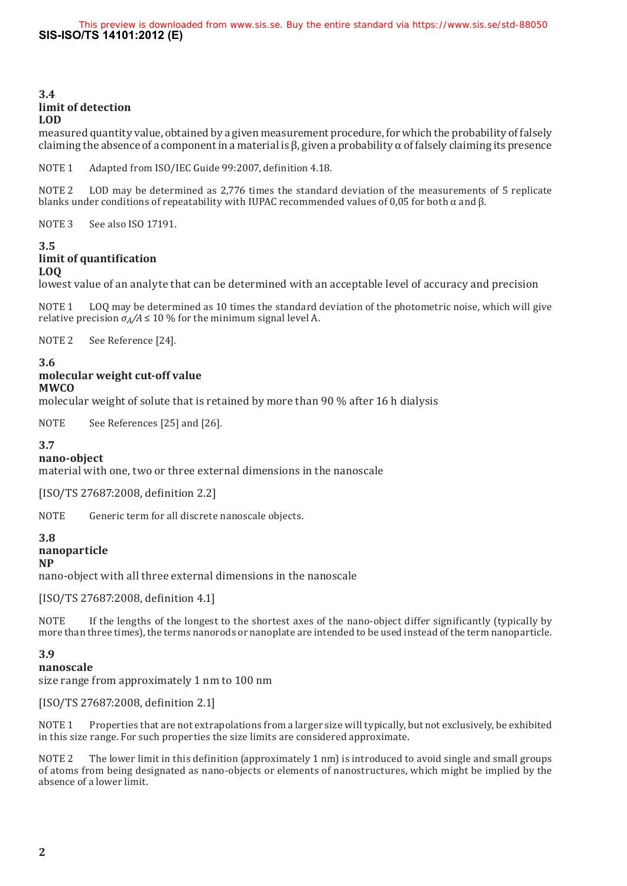### 3.4
**limit of detection**
**LOD**

measured quantity value, obtained by a given measurement procedure, for which the probability of falsely claiming the absence of a component in a material is β, given a probability α of falsely claiming its presence

NOTE 1 Adapted from ISO/IEC Guide 99:2007, definition 4.18.

NOTE 2 LOD may be determined as 2,776 times the standard deviation of the measurements of 5 replicate blanks under conditions of repeatability with IUPAC recommended values of 0,05 for both α and β.

NOTE 3 See also ISO 17191.

### 3.5
**limit of quantification**
**LOQ**

lowest value of an analyte that can be determined with an acceptable level of accuracy and precision

NOTE 1 LOQ may be determined as 10 times the standard deviation of the photometric noise, which will give relative precision $\sigma_A/A \leq 10$ % for the minimum signal level A.

NOTE 2 See Reference [24].

### 3.6
**molecular weight cut-off value**
**MWCO**

molecular weight of solute that is retained by more than 90 % after 16 h dialysis

NOTE See References [25] and [26].

### 3.7
**nano-object**

material with one, two or three external dimensions in the nanoscale

[ISO/TS 27687:2008, definition 2.2]

NOTE Generic term for all discrete nanoscale objects.

### 3.8
**nanoparticle**
**NP**

nano-object with all three external dimensions in the nanoscale

[ISO/TS 27687:2008, definition 4.1]

NOTE If the lengths of the longest to the shortest axes of the nano-object differ significantly (typically by more than three times), the terms nanorods or nanoplate are intended to be used instead of the term nanoparticle.

### 3.9
**nanoscale**

size range from approximately 1 nm to 100 nm

[ISO/TS 27687:2008, definition 2.1]

NOTE 1 Properties that are not extrapolations from a larger size will typically, but not exclusively, be exhibited in this size range. For such properties the size limits are considered approximate.

NOTE 2 The lower limit in this definition (approximately 1 nm) is introduced to avoid single and small groups of atoms from being designated as nano-objects or elements of nanostructures, which might be implied by the absence of a lower limit.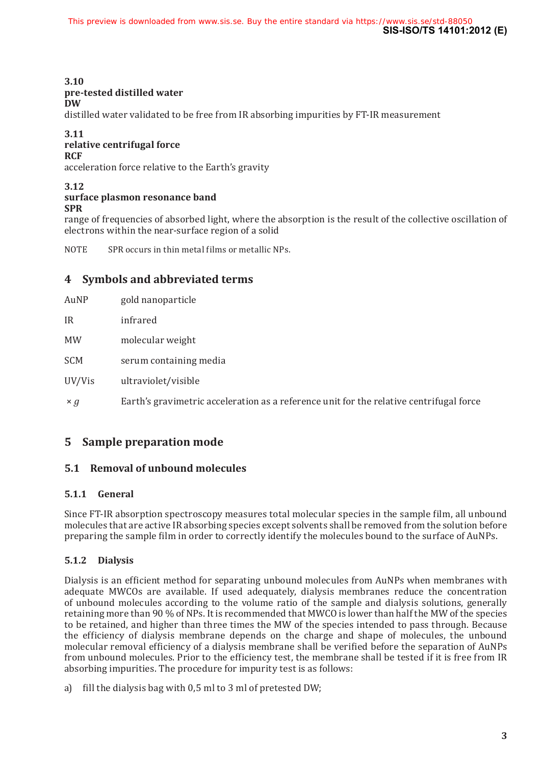**3.10**
**pre-tested distilled water**
**DW**
distilled water validated to be free from IR absorbing impurities by FT-IR measurement

**3.11**
**relative centrifugal force**
**RCF**
acceleration force relative to the Earth's gravity

**3.12**
**surface plasmon resonance band**
**SPR**
range of frequencies of absorbed light, where the absorption is the result of the collective oscillation of electrons within the near-surface region of a solid

NOTE SPR occurs in thin metal films or metallic NPs.

## 4 Symbols and abbreviated terms

| | |
|---|---|
| AuNP | gold nanoparticle |
| IR | infrared |
| MW | molecular weight |
| SCM | serum containing media |
| UV/Vis | ultraviolet/visible |
| $\times g$ | Earth's gravimetric acceleration as a reference unit for the relative centrifugal force |

## 5 Sample preparation mode

### 5.1 Removal of unbound molecules

#### 5.1.1 General

Since FT-IR absorption spectroscopy measures total molecular species in the sample film, all unbound molecules that are active IR absorbing species except solvents shall be removed from the solution before preparing the sample film in order to correctly identify the molecules bound to the surface of AuNPs.

#### 5.1.2 Dialysis

Dialysis is an efficient method for separating unbound molecules from AuNPs when membranes with adequate MWCOs are available. If used adequately, dialysis membranes reduce the concentration of unbound molecules according to the volume ratio of the sample and dialysis solutions, generally retaining more than 90 % of NPs. It is recommended that MWCO is lower than half the MW of the species to be retained, and higher than three times the MW of the species intended to pass through. Because the efficiency of dialysis membrane depends on the charge and shape of molecules, the unbound molecular removal efficiency of a dialysis membrane shall be verified before the separation of AuNPs from unbound molecules. Prior to the efficiency test, the membrane shall be tested if it is free from IR absorbing impurities. The procedure for impurity test is as follows:

a) fill the dialysis bag with 0,5 ml to 3 ml of pretested DW;